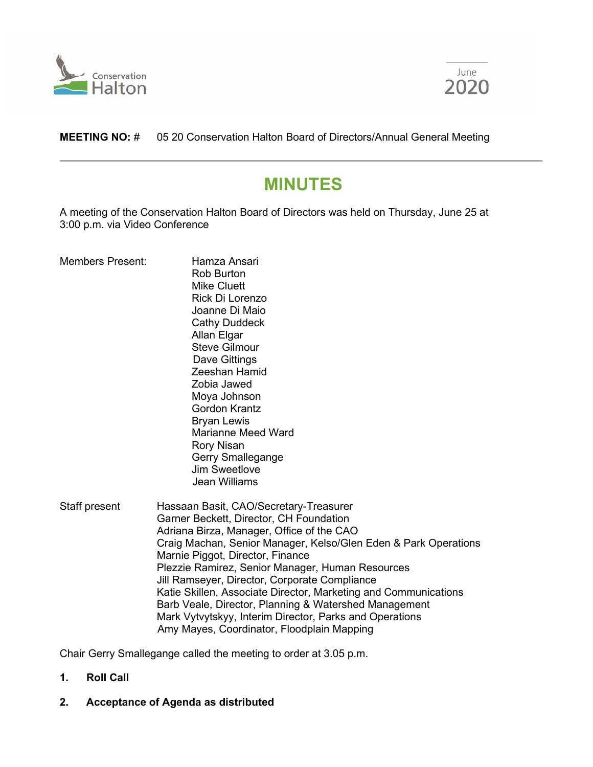**MEETING NO:** # 05 20 Conservation Halton Board of Directors/Annual General Meeting

# MINUTES

A meeting of the Conservation Halton Board of Directors was held on Thursday, June 25 at 3:00 p.m. via Video Conference

Members Present:

Hamza Ansari
Rob Burton
Mike Cluett
Rick Di Lorenzo
Joanne Di Maio
Cathy Duddeck
Allan Elgar
Steve Gilmour
Dave Gittings
Zeeshan Hamid
Zobia Jawed
Moya Johnson
Gordon Krantz
Bryan Lewis
Marianne Meed Ward
Rory Nisan
Gerry Smallegange
Jim Sweetlove
Jean Williams

Staff present

Hassaan Basit, CAO/Secretary-Treasurer
Garner Beckett, Director, CH Foundation
Adriana Birza, Manager, Office of the CAO
Craig Machan, Senior Manager, Kelso/Glen Eden & Park Operations
Marnie Piggot, Director, Finance
Plezzie Ramirez, Senior Manager, Human Resources
Jill Ramseyer, Director, Corporate Compliance
Katie Skillen, Associate Director, Marketing and Communications
Barb Veale, Director, Planning & Watershed Management
Mark Vytvytskyy, Interim Director, Parks and Operations
Amy Mayes, Coordinator, Floodplain Mapping

Chair Gerry Smallegange called the meeting to order at 3.05 p.m.

**1. Roll Call**

**2. Acceptance of Agenda as distributed**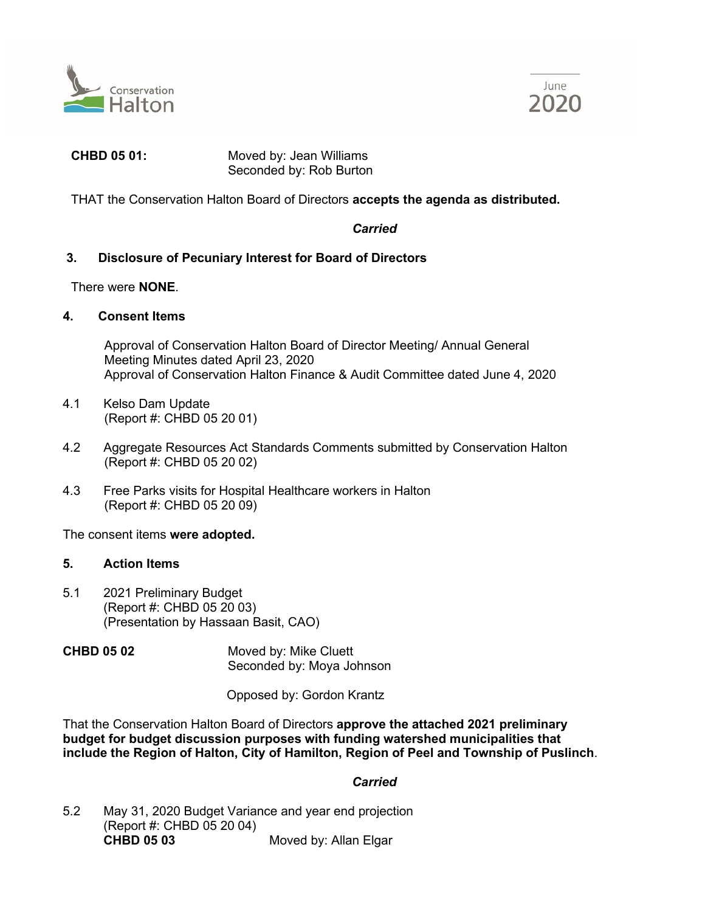**CHBD 05 01:** Moved by: Jean Williams
Seconded by: Rob Burton

THAT the Conservation Halton Board of Directors **accepts the agenda as distributed.**

***Carried***

## 3. Disclosure of Pecuniary Interest for Board of Directors

There were **NONE**.

## 4. Consent Items

Approval of Conservation Halton Board of Director Meeting/ Annual General Meeting Minutes dated April 23, 2020
Approval of Conservation Halton Finance & Audit Committee dated June 4, 2020

4.1 Kelso Dam Update
(Report #: CHBD 05 20 01)

4.2 Aggregate Resources Act Standards Comments submitted by Conservation Halton
(Report #: CHBD 05 20 02)

4.3 Free Parks visits for Hospital Healthcare workers in Halton
(Report #: CHBD 05 20 09)

The consent items **were adopted.**

## 5. Action Items

5.1 2021 Preliminary Budget
(Report #: CHBD 05 20 03)
(Presentation by Hassaan Basit, CAO)

**CHBD 05 02** Moved by: Mike Cluett
Seconded by: Moya Johnson

Opposed by: Gordon Krantz

That the Conservation Halton Board of Directors **approve the attached 2021 preliminary budget for budget discussion purposes with funding watershed municipalities that include the Region of Halton, City of Hamilton, Region of Peel and Township of Puslinch**.

***Carried***

5.2 May 31, 2020 Budget Variance and year end projection
(Report #: CHBD 05 20 04)
**CHBD 05 03** Moved by: Allan Elgar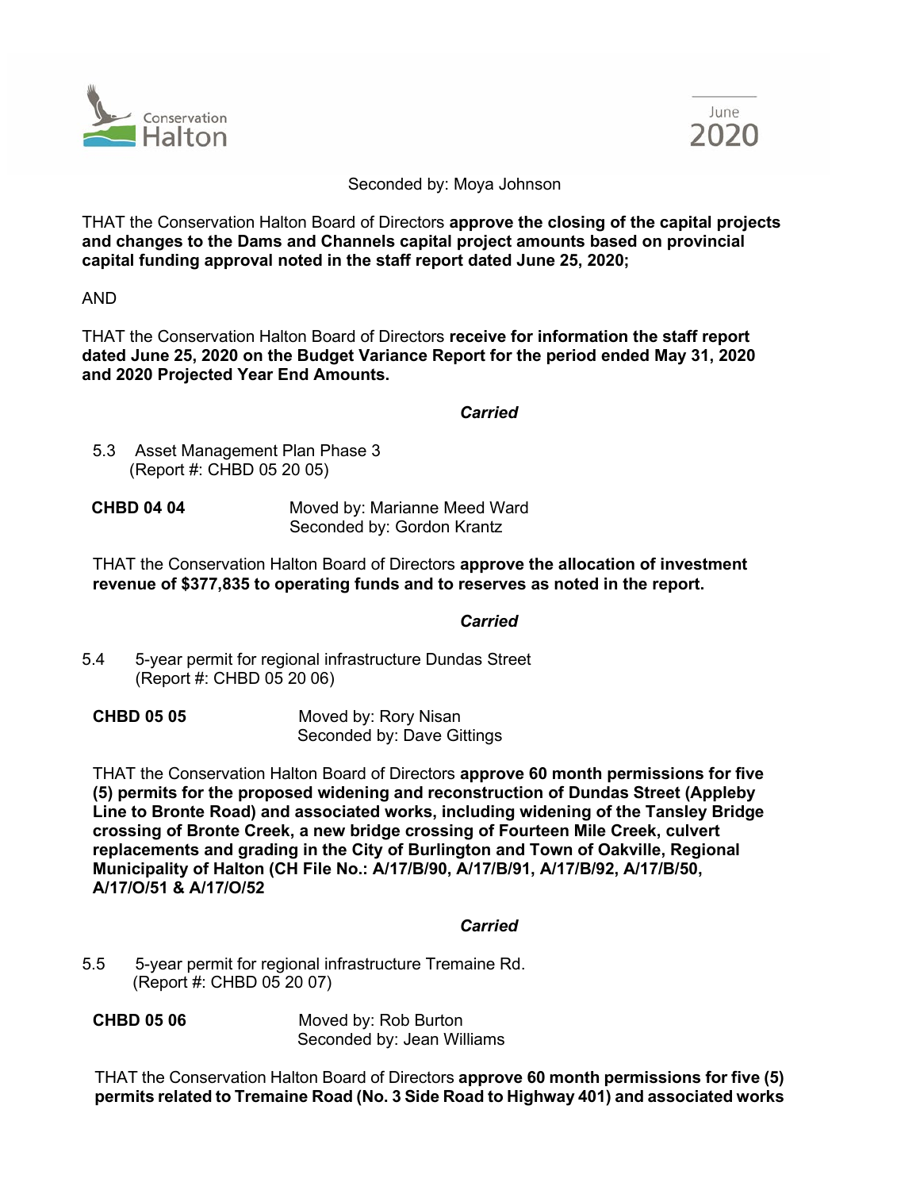Seconded by: Moya Johnson

THAT the Conservation Halton Board of Directors **approve the closing of the capital projects and changes to the Dams and Channels capital project amounts based on provincial capital funding approval noted in the staff report dated June 25, 2020;**

AND

THAT the Conservation Halton Board of Directors **receive for information the staff report dated June 25, 2020 on the Budget Variance Report for the period ended May 31, 2020 and 2020 Projected Year End Amounts.**

***Carried***

5.3 Asset Management Plan Phase 3
(Report #: CHBD 05 20 05)

**CHBD 04 04** Moved by: Marianne Meed Ward
Seconded by: Gordon Krantz

THAT the Conservation Halton Board of Directors **approve the allocation of investment revenue of $377,835 to operating funds and to reserves as noted in the report.**

***Carried***

5.4 5-year permit for regional infrastructure Dundas Street
(Report #: CHBD 05 20 06)

**CHBD 05 05** Moved by: Rory Nisan
Seconded by: Dave Gittings

THAT the Conservation Halton Board of Directors **approve 60 month permissions for five (5) permits for the proposed widening and reconstruction of Dundas Street (Appleby Line to Bronte Road) and associated works, including widening of the Tansley Bridge crossing of Bronte Creek, a new bridge crossing of Fourteen Mile Creek, culvert replacements and grading in the City of Burlington and Town of Oakville, Regional Municipality of Halton (CH File No.: A/17/B/90, A/17/B/91, A/17/B/92, A/17/B/50, A/17/O/51 & A/17/O/52**

***Carried***

5.5 5-year permit for regional infrastructure Tremaine Rd.
(Report #: CHBD 05 20 07)

**CHBD 05 06** Moved by: Rob Burton
Seconded by: Jean Williams

THAT the Conservation Halton Board of Directors **approve 60 month permissions for five (5) permits related to Tremaine Road (No. 3 Side Road to Highway 401) and associated works**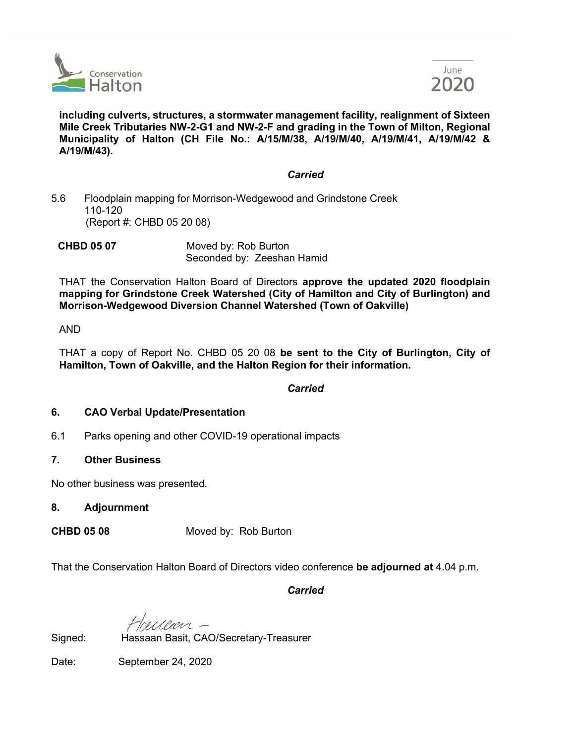**including culverts, structures, a stormwater management facility, realignment of Sixteen Mile Creek Tributaries NW-2-G1 and NW-2-F and grading in the Town of Milton, Regional Municipality of Halton (CH File No.: A/15/M/38, A/19/M/40, A/19/M/41, A/19/M/42 & A/19/M/43).**

***Carried***

5.6 Floodplain mapping for Morrison-Wedgewood and Grindstone Creek 110-120
(Report #: CHBD 05 20 08)

**CHBD 05 07** Moved by: Rob Burton
Seconded by: Zeeshan Hamid

THAT the Conservation Halton Board of Directors **approve the updated 2020 floodplain mapping for Grindstone Creek Watershed (City of Hamilton and City of Burlington) and Morrison-Wedgewood Diversion Channel Watershed (Town of Oakville)**

AND

THAT a copy of Report No. CHBD 05 20 08 **be sent to the City of Burlington, City of Hamilton, Town of Oakville, and the Halton Region for their information.**

***Carried***

## 6. CAO Verbal Update/Presentation

6.1 Parks opening and other COVID-19 operational impacts

## 7. Other Business

No other business was presented.

## 8. Adjournment

**CHBD 05 08** Moved by: Rob Burton

That the Conservation Halton Board of Directors video conference **be adjourned at** 4.04 p.m.

***Carried***

Signed: Hassaan Basit, CAO/Secretary-Treasurer

Date: September 24, 2020